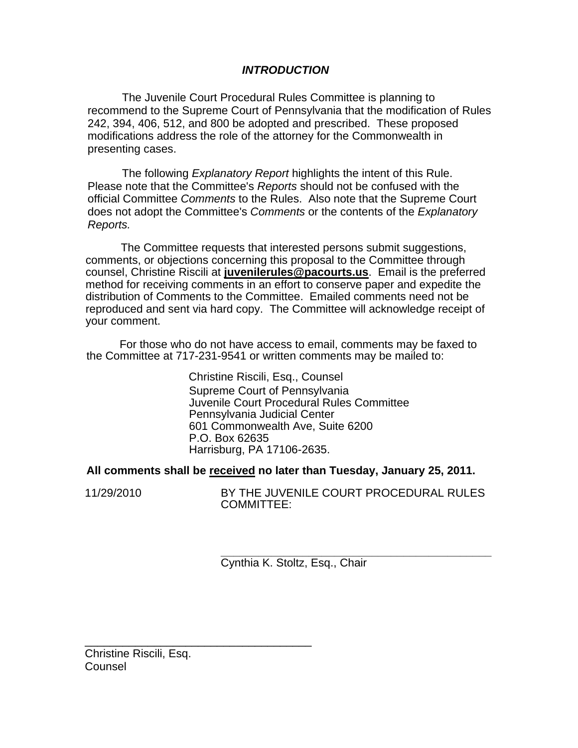## *INTRODUCTION*

The Juvenile Court Procedural Rules Committee is planning to recommend to the Supreme Court of Pennsylvania that the modification of Rules 242, 394, 406, 512, and 800 be adopted and prescribed. These proposed modifications address the role of the attorney for the Commonwealth in presenting cases.

The following *Explanatory Report* highlights the intent of this Rule. Please note that the Committee's *Reports* should not be confused with the official Committee *Comments* to the Rules. Also note that the Supreme Court does not adopt the Committee's *Comments* or the contents of the *Explanatory Reports.*

The Committee requests that interested persons submit suggestions, comments, or objections concerning this proposal to the Committee through counsel, Christine Riscili at **juvenilerules@pacourts.us**. Email is the preferred method for receiving comments in an effort to conserve paper and expedite the distribution of Comments to the Committee. Emailed comments need not be reproduced and sent via hard copy. The Committee will acknowledge receipt of your comment.

For those who do not have access to email, comments may be faxed to the Committee at 717-231-9541 or written comments may be mailed to:

Christine Riscili, Esq., Counsel
Supreme Court of Pennsylvania
Juvenile Court Procedural Rules Committee
Pennsylvania Judicial Center
601 Commonwealth Ave, Suite 6200
P.O. Box 62635
Harrisburg, PA 17106-2635.

**All comments shall be <u>received</u> no later than Tuesday, January 25, 2011.**

11/29/2010 BY THE JUVENILE COURT PROCEDURAL RULES COMMITTEE:

\_\_\_\_\_\_\_\_\_\_\_\_\_\_\_\_\_\_\_\_\_\_\_\_\_\_\_\_\_\_\_\_\_\_\_\_\_
Cynthia K. Stoltz, Esq., Chair

\_\_\_\_\_\_\_\_\_\_\_\_\_\_\_\_\_\_\_\_\_\_\_\_\_\_\_\_\_\_\_\_\_\_\_\_\_
Christine Riscili, Esq.
Counsel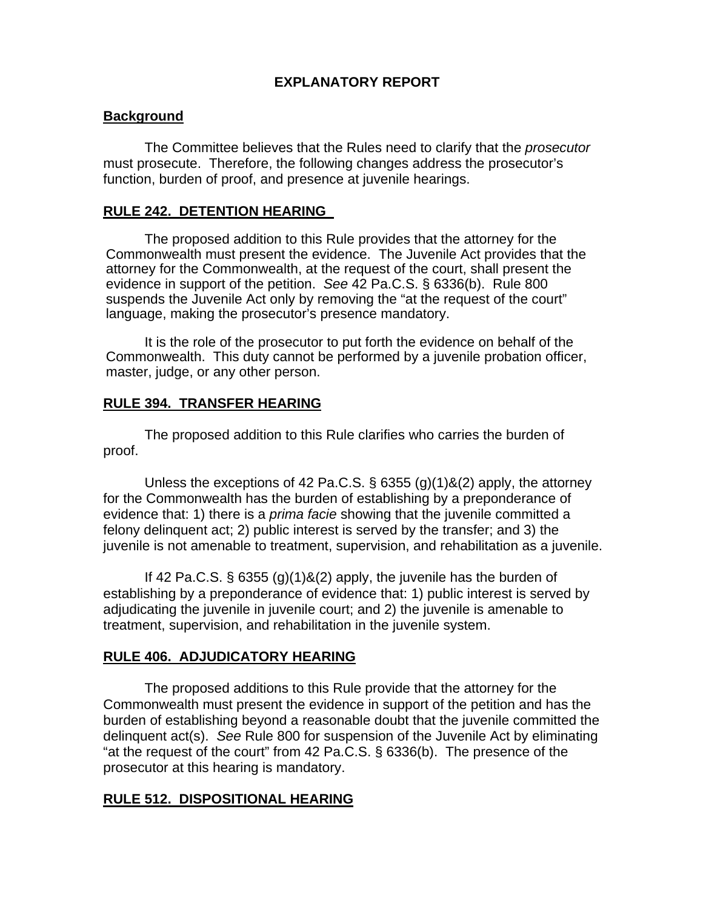# EXPLANATORY REPORT

## Background

The Committee believes that the Rules need to clarify that the *prosecutor* must prosecute. Therefore, the following changes address the prosecutor's function, burden of proof, and presence at juvenile hearings.

## RULE 242. DETENTION HEARING

The proposed addition to this Rule provides that the attorney for the Commonwealth must present the evidence. The Juvenile Act provides that the attorney for the Commonwealth, at the request of the court, shall present the evidence in support of the petition. *See* 42 Pa.C.S. § 6336(b). Rule 800 suspends the Juvenile Act only by removing the "at the request of the court" language, making the prosecutor's presence mandatory.

It is the role of the prosecutor to put forth the evidence on behalf of the Commonwealth. This duty cannot be performed by a juvenile probation officer, master, judge, or any other person.

## RULE 394. TRANSFER HEARING

The proposed addition to this Rule clarifies who carries the burden of proof.

Unless the exceptions of 42 Pa.C.S. § 6355 (g)(1)&(2) apply, the attorney for the Commonwealth has the burden of establishing by a preponderance of evidence that: 1) there is a *prima facie* showing that the juvenile committed a felony delinquent act; 2) public interest is served by the transfer; and 3) the juvenile is not amenable to treatment, supervision, and rehabilitation as a juvenile.

If 42 Pa.C.S. § 6355 (g)(1)&(2) apply, the juvenile has the burden of establishing by a preponderance of evidence that: 1) public interest is served by adjudicating the juvenile in juvenile court; and 2) the juvenile is amenable to treatment, supervision, and rehabilitation in the juvenile system.

## RULE 406. ADJUDICATORY HEARING

The proposed additions to this Rule provide that the attorney for the Commonwealth must present the evidence in support of the petition and has the burden of establishing beyond a reasonable doubt that the juvenile committed the delinquent act(s). *See* Rule 800 for suspension of the Juvenile Act by eliminating "at the request of the court" from 42 Pa.C.S. § 6336(b). The presence of the prosecutor at this hearing is mandatory.

## RULE 512. DISPOSITIONAL HEARING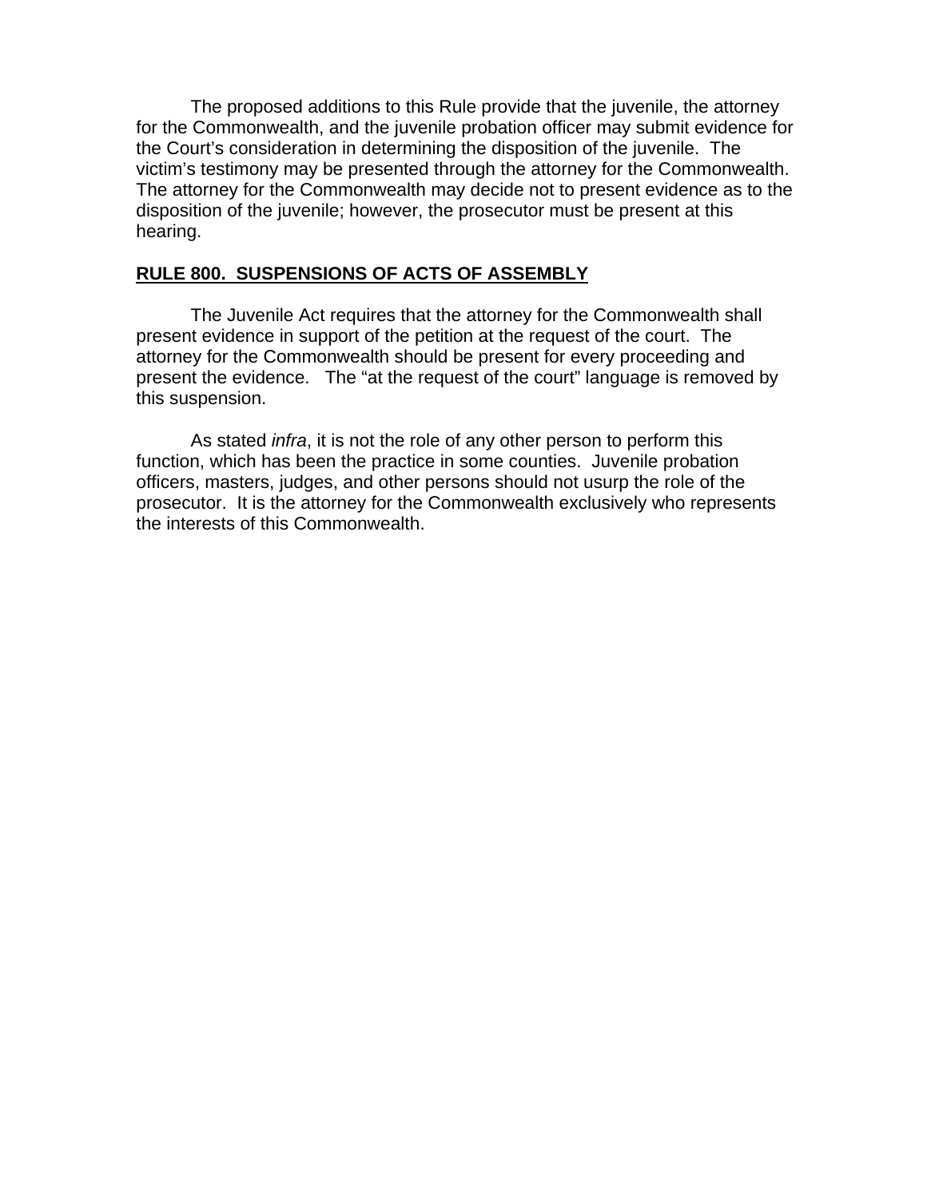The proposed additions to this Rule provide that the juvenile, the attorney for the Commonwealth, and the juvenile probation officer may submit evidence for the Court's consideration in determining the disposition of the juvenile. The victim's testimony may be presented through the attorney for the Commonwealth. The attorney for the Commonwealth may decide not to present evidence as to the disposition of the juvenile; however, the prosecutor must be present at this hearing.

## RULE 800. SUSPENSIONS OF ACTS OF ASSEMBLY

The Juvenile Act requires that the attorney for the Commonwealth shall present evidence in support of the petition at the request of the court. The attorney for the Commonwealth should be present for every proceeding and present the evidence. The "at the request of the court" language is removed by this suspension.

As stated *infra*, it is not the role of any other person to perform this function, which has been the practice in some counties. Juvenile probation officers, masters, judges, and other persons should not usurp the role of the prosecutor. It is the attorney for the Commonwealth exclusively who represents the interests of this Commonwealth.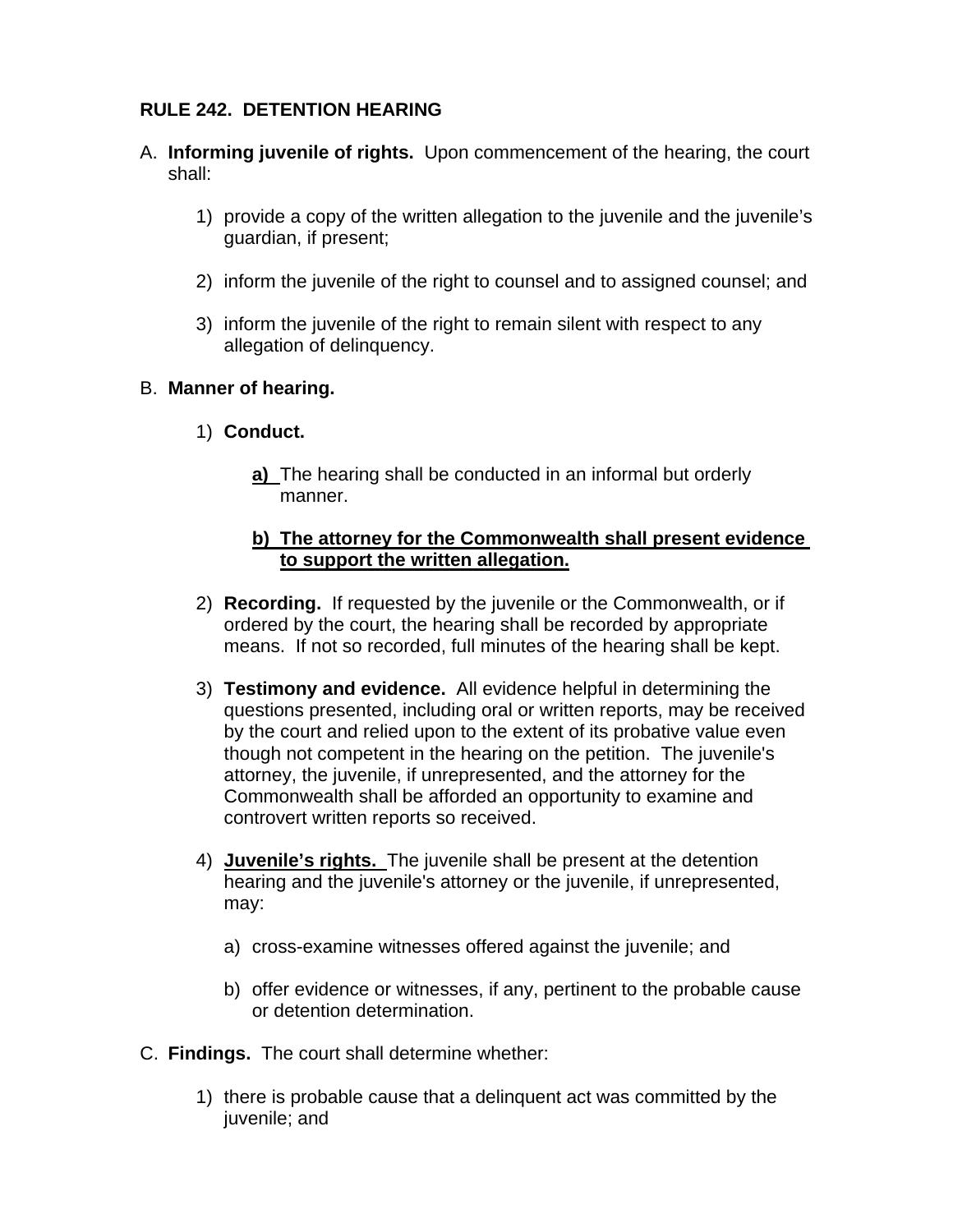**RULE 242. DETENTION HEARING**

A. **Informing juvenile of rights.** Upon commencement of the hearing, the court shall:

1) provide a copy of the written allegation to the juvenile and the juvenile's guardian, if present;

2) inform the juvenile of the right to counsel and to assigned counsel; and

3) inform the juvenile of the right to remain silent with respect to any allegation of delinquency.

B. **Manner of hearing.**

1) **Conduct.**

<u>a)</u> The hearing shall be conducted in an informal but orderly manner.

<u>**b) The attorney for the Commonwealth shall present evidence to support the written allegation.**</u>

2) **Recording.** If requested by the juvenile or the Commonwealth, or if ordered by the court, the hearing shall be recorded by appropriate means. If not so recorded, full minutes of the hearing shall be kept.

3) **Testimony and evidence.** All evidence helpful in determining the questions presented, including oral or written reports, may be received by the court and relied upon to the extent of its probative value even though not competent in the hearing on the petition. The juvenile's attorney, the juvenile, if unrepresented, and the attorney for the Commonwealth shall be afforded an opportunity to examine and controvert written reports so received.

4) <u>**Juvenile's rights.**</u> The juvenile shall be present at the detention hearing and the juvenile's attorney or the juvenile, if unrepresented, may:

a) cross-examine witnesses offered against the juvenile; and

b) offer evidence or witnesses, if any, pertinent to the probable cause or detention determination.

C. **Findings.** The court shall determine whether:

1) there is probable cause that a delinquent act was committed by the juvenile; and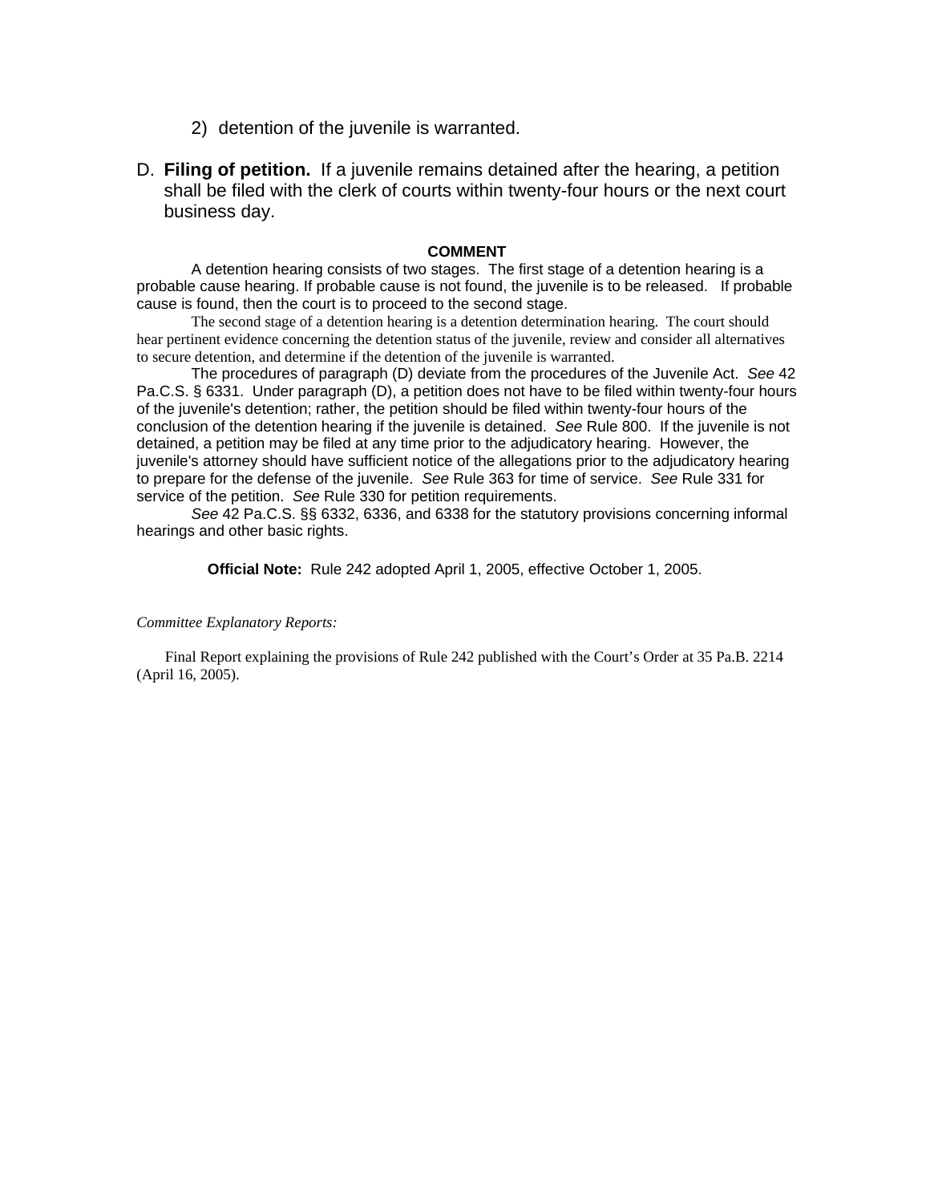2) detention of the juvenile is warranted.

D. **Filing of petition.** If a juvenile remains detained after the hearing, a petition shall be filed with the clerk of courts within twenty-four hours or the next court business day.

**COMMENT**

A detention hearing consists of two stages. The first stage of a detention hearing is a probable cause hearing. If probable cause is not found, the juvenile is to be released. If probable cause is found, then the court is to proceed to the second stage.

The second stage of a detention hearing is a detention determination hearing. The court should hear pertinent evidence concerning the detention status of the juvenile, review and consider all alternatives to secure detention, and determine if the detention of the juvenile is warranted.

The procedures of paragraph (D) deviate from the procedures of the Juvenile Act. *See* 42 Pa.C.S. § 6331. Under paragraph (D), a petition does not have to be filed within twenty-four hours of the juvenile's detention; rather, the petition should be filed within twenty-four hours of the conclusion of the detention hearing if the juvenile is detained. *See* Rule 800. If the juvenile is not detained, a petition may be filed at any time prior to the adjudicatory hearing. However, the juvenile's attorney should have sufficient notice of the allegations prior to the adjudicatory hearing to prepare for the defense of the juvenile. *See* Rule 363 for time of service. *See* Rule 331 for service of the petition. *See* Rule 330 for petition requirements.

*See* 42 Pa.C.S. §§ 6332, 6336, and 6338 for the statutory provisions concerning informal hearings and other basic rights.

**Official Note:** Rule 242 adopted April 1, 2005, effective October 1, 2005.

*Committee Explanatory Reports:*

Final Report explaining the provisions of Rule 242 published with the Court's Order at 35 Pa.B. 2214 (April 16, 2005).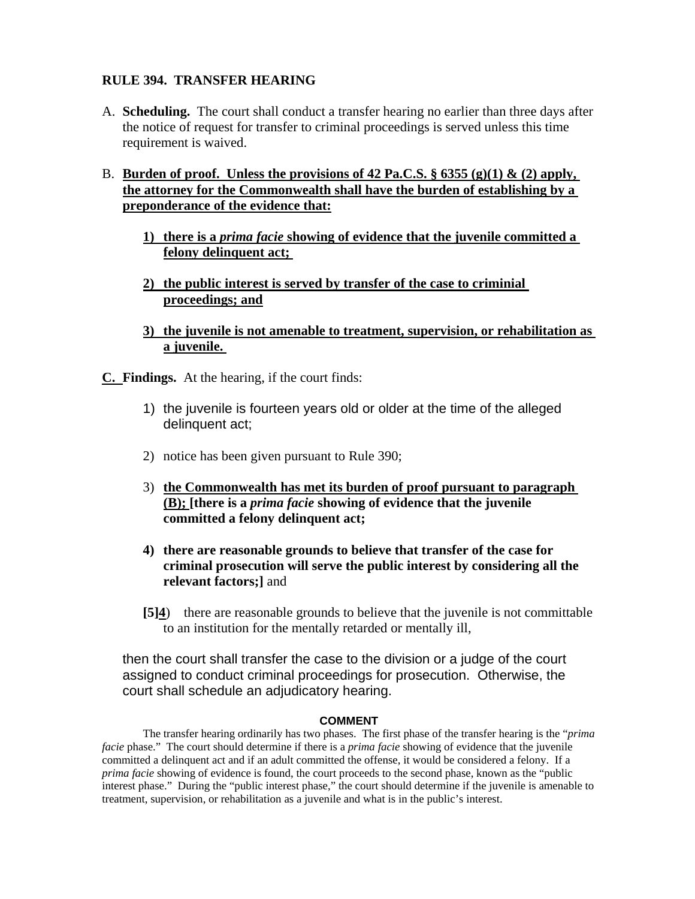**RULE 394. TRANSFER HEARING**

A. **Scheduling.** The court shall conduct a transfer hearing no earlier than three days after the notice of request for transfer to criminal proceedings is served unless this time requirement is waived.

B. **Burden of proof. Unless the provisions of 42 Pa.C.S. § 6355 (g)(1) & (2) apply, the attorney for the Commonwealth shall have the burden of establishing by a preponderance of the evidence that:**

   **1) there is a *prima facie* showing of evidence that the juvenile committed a felony delinquent act;**

   **2) the public interest is served by transfer of the case to criminial proceedings; and**

   **3) the juvenile is not amenable to treatment, supervision, or rehabilitation as a juvenile.**

**C.** **Findings.** At the hearing, if the court finds:

1) the juvenile is fourteen years old or older at the time of the alleged delinquent act;

2) notice has been given pursuant to Rule 390;

3) **the Commonwealth has met its burden of proof pursuant to paragraph (B); [there is a *prima facie* showing of evidence that the juvenile committed a felony delinquent act;**

**4) there are reasonable grounds to believe that transfer of the case for criminal prosecution will serve the public interest by considering all the relevant factors;]** and

**[5]4**) there are reasonable grounds to believe that the juvenile is not committable to an institution for the mentally retarded or mentally ill,

then the court shall transfer the case to the division or a judge of the court assigned to conduct criminal proceedings for prosecution. Otherwise, the court shall schedule an adjudicatory hearing.

**COMMENT**

The transfer hearing ordinarily has two phases. The first phase of the transfer hearing is the "*prima facie* phase." The court should determine if there is a *prima facie* showing of evidence that the juvenile committed a delinquent act and if an adult committed the offense, it would be considered a felony. If a *prima facie* showing of evidence is found, the court proceeds to the second phase, known as the "public interest phase." During the "public interest phase," the court should determine if the juvenile is amenable to treatment, supervision, or rehabilitation as a juvenile and what is in the public's interest.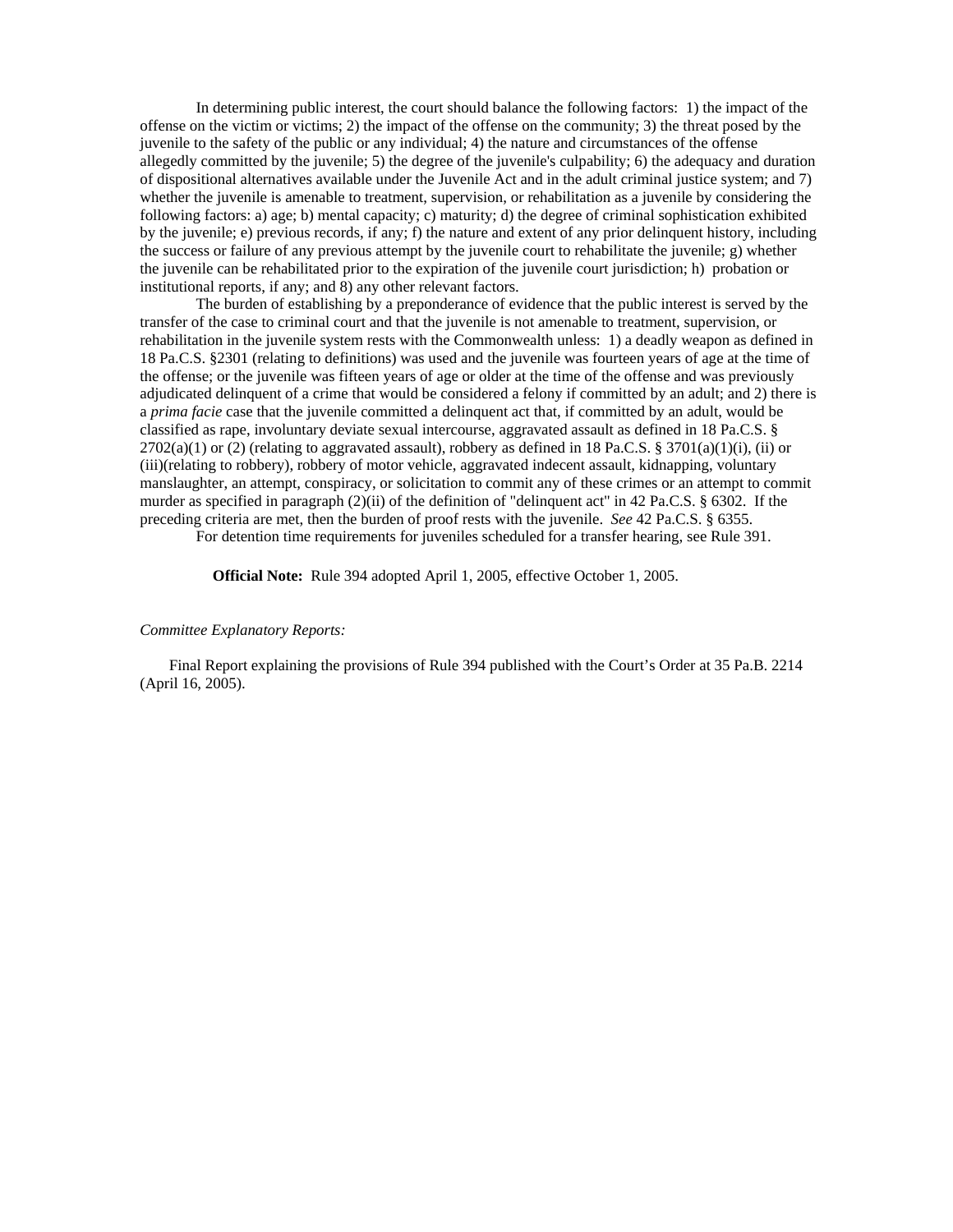In determining public interest, the court should balance the following factors: 1) the impact of the offense on the victim or victims; 2) the impact of the offense on the community; 3) the threat posed by the juvenile to the safety of the public or any individual; 4) the nature and circumstances of the offense allegedly committed by the juvenile; 5) the degree of the juvenile's culpability; 6) the adequacy and duration of dispositional alternatives available under the Juvenile Act and in the adult criminal justice system; and 7) whether the juvenile is amenable to treatment, supervision, or rehabilitation as a juvenile by considering the following factors: a) age; b) mental capacity; c) maturity; d) the degree of criminal sophistication exhibited by the juvenile; e) previous records, if any; f) the nature and extent of any prior delinquent history, including the success or failure of any previous attempt by the juvenile court to rehabilitate the juvenile; g) whether the juvenile can be rehabilitated prior to the expiration of the juvenile court jurisdiction; h) probation or institutional reports, if any; and 8) any other relevant factors.

The burden of establishing by a preponderance of evidence that the public interest is served by the transfer of the case to criminal court and that the juvenile is not amenable to treatment, supervision, or rehabilitation in the juvenile system rests with the Commonwealth unless: 1) a deadly weapon as defined in 18 Pa.C.S. §2301 (relating to definitions) was used and the juvenile was fourteen years of age at the time of the offense; or the juvenile was fifteen years of age or older at the time of the offense and was previously adjudicated delinquent of a crime that would be considered a felony if committed by an adult; and 2) there is a *prima facie* case that the juvenile committed a delinquent act that, if committed by an adult, would be classified as rape, involuntary deviate sexual intercourse, aggravated assault as defined in 18 Pa.C.S. § 2702(a)(1) or (2) (relating to aggravated assault), robbery as defined in 18 Pa.C.S. § 3701(a)(1)(i), (ii) or (iii)(relating to robbery), robbery of motor vehicle, aggravated indecent assault, kidnapping, voluntary manslaughter, an attempt, conspiracy, or solicitation to commit any of these crimes or an attempt to commit murder as specified in paragraph (2)(ii) of the definition of "delinquent act" in 42 Pa.C.S. § 6302. If the preceding criteria are met, then the burden of proof rests with the juvenile. *See* 42 Pa.C.S. § 6355.

For detention time requirements for juveniles scheduled for a transfer hearing, see Rule 391.

**Official Note:** Rule 394 adopted April 1, 2005, effective October 1, 2005.

*Committee Explanatory Reports:*

Final Report explaining the provisions of Rule 394 published with the Court's Order at 35 Pa.B. 2214 (April 16, 2005).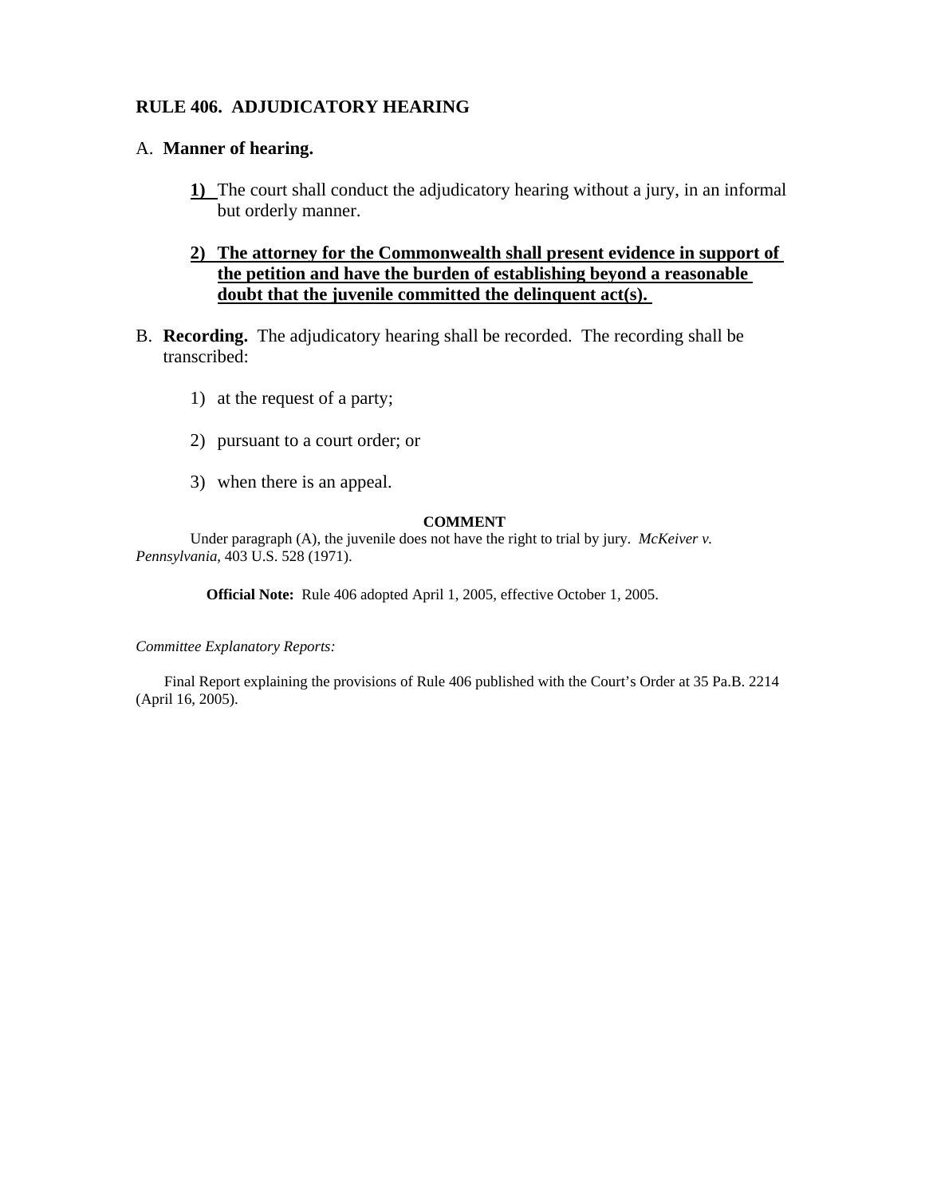## RULE 406. ADJUDICATORY HEARING

A. **Manner of hearing.**

   <u>**1)**</u> The court shall conduct the adjudicatory hearing without a jury, in an informal but orderly manner.

   <u>**2) The attorney for the Commonwealth shall present evidence in support of the petition and have the burden of establishing beyond a reasonable doubt that the juvenile committed the delinquent act(s).**</u>

B. **Recording.** The adjudicatory hearing shall be recorded. The recording shall be transcribed:

   1) at the request of a party;

   2) pursuant to a court order; or

   3) when there is an appeal.

**COMMENT**

Under paragraph (A), the juvenile does not have the right to trial by jury. *McKeiver v. Pennsylvania*, 403 U.S. 528 (1971).

**Official Note:** Rule 406 adopted April 1, 2005, effective October 1, 2005.

*Committee Explanatory Reports:*

Final Report explaining the provisions of Rule 406 published with the Court's Order at 35 Pa.B. 2214 (April 16, 2005).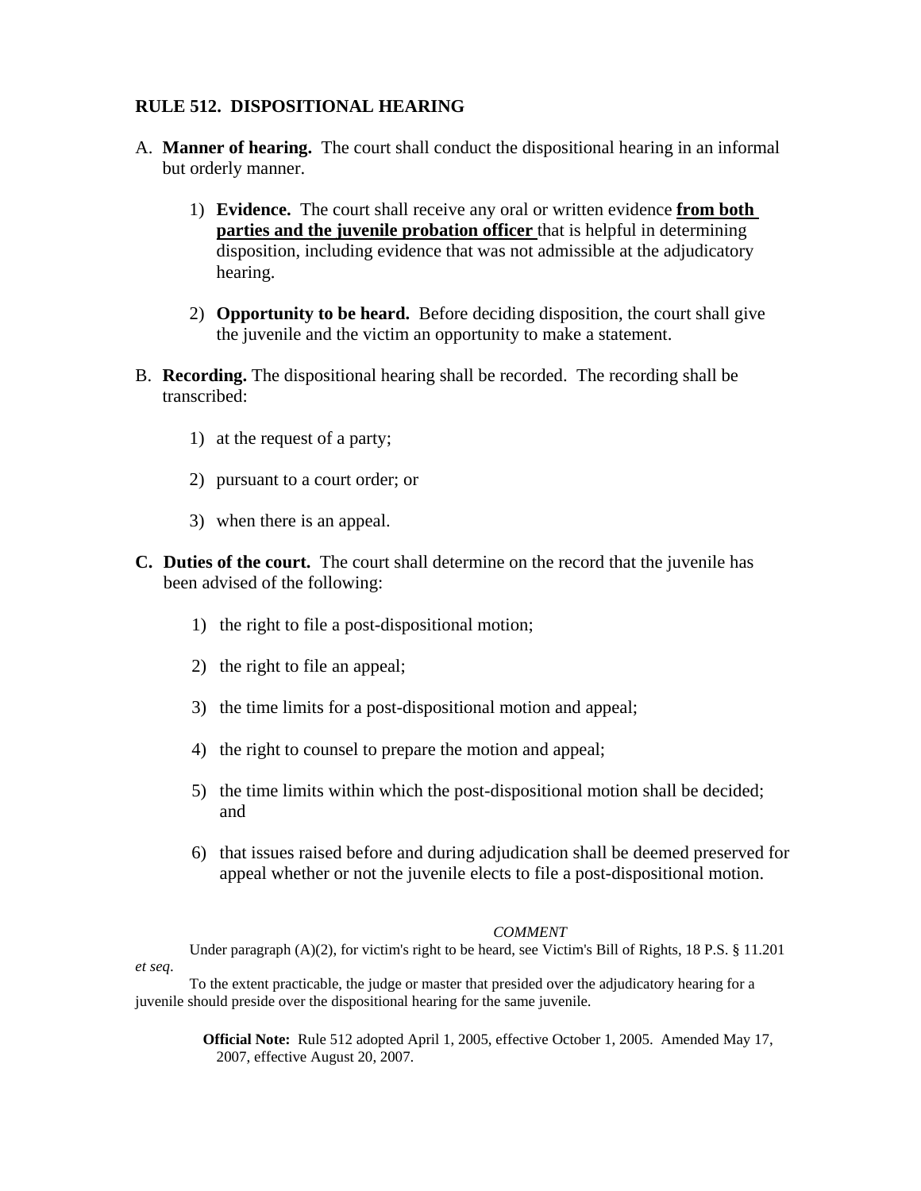## RULE 512. DISPOSITIONAL HEARING

A. **Manner of hearing.** The court shall conduct the dispositional hearing in an informal but orderly manner.

   1) **Evidence.** The court shall receive any oral or written evidence <u>**from both parties and the juvenile probation officer**</u> that is helpful in determining disposition, including evidence that was not admissible at the adjudicatory hearing.

   2) **Opportunity to be heard.** Before deciding disposition, the court shall give the juvenile and the victim an opportunity to make a statement.

B. **Recording.** The dispositional hearing shall be recorded. The recording shall be transcribed:

   1) at the request of a party;

   2) pursuant to a court order; or

   3) when there is an appeal.

**C. Duties of the court.** The court shall determine on the record that the juvenile has been advised of the following:

   1) the right to file a post-dispositional motion;

   2) the right to file an appeal;

   3) the time limits for a post-dispositional motion and appeal;

   4) the right to counsel to prepare the motion and appeal;

   5) the time limits within which the post-dispositional motion shall be decided; and

   6) that issues raised before and during adjudication shall be deemed preserved for appeal whether or not the juvenile elects to file a post-dispositional motion.

*COMMENT*

Under paragraph (A)(2), for victim's right to be heard, see Victim's Bill of Rights, 18 P.S. § 11.201 *et seq*.

To the extent practicable, the judge or master that presided over the adjudicatory hearing for a juvenile should preside over the dispositional hearing for the same juvenile.

**Official Note:** Rule 512 adopted April 1, 2005, effective October 1, 2005. Amended May 17, 2007, effective August 20, 2007.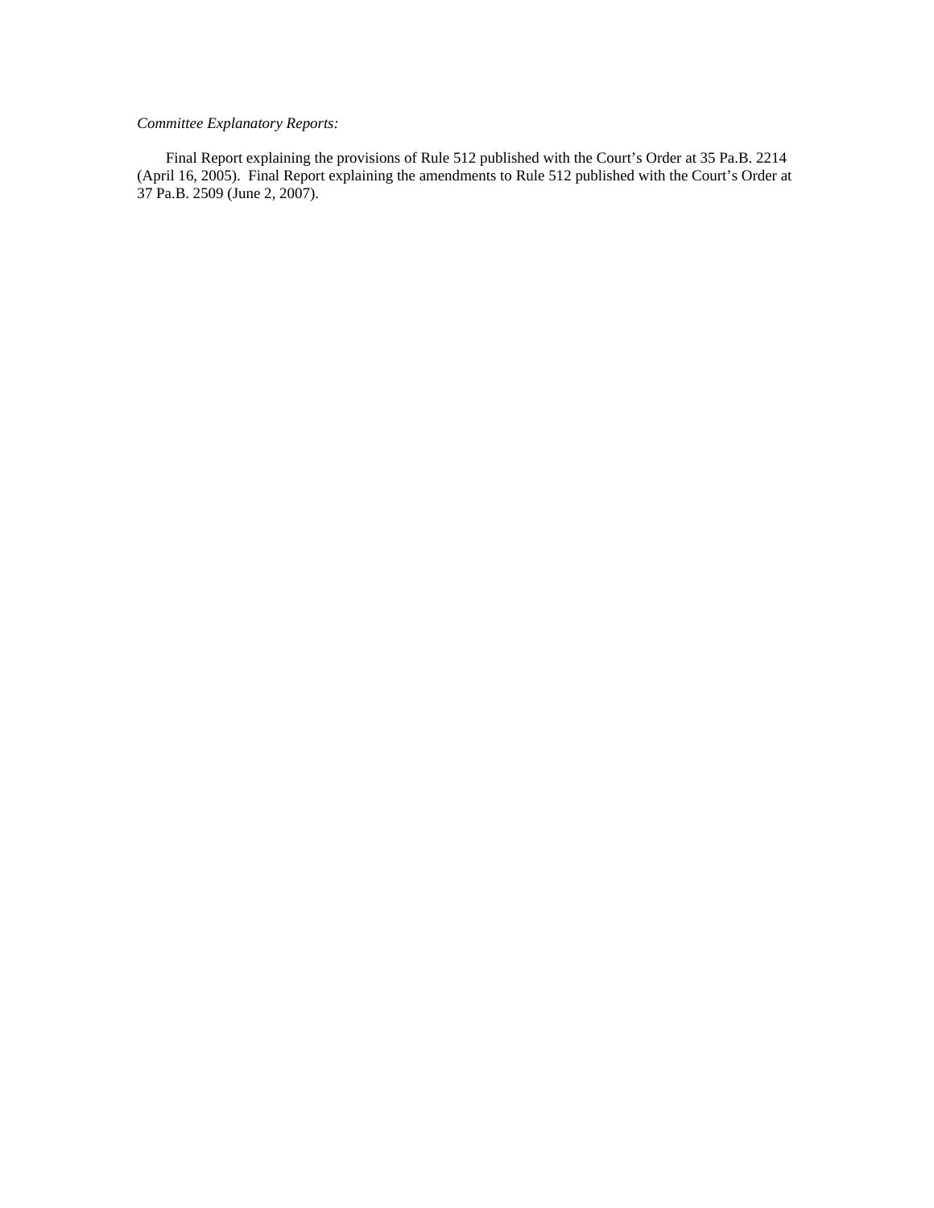*Committee Explanatory Reports:*

Final Report explaining the provisions of Rule 512 published with the Court's Order at 35 Pa.B. 2214 (April 16, 2005). Final Report explaining the amendments to Rule 512 published with the Court's Order at 37 Pa.B. 2509 (June 2, 2007).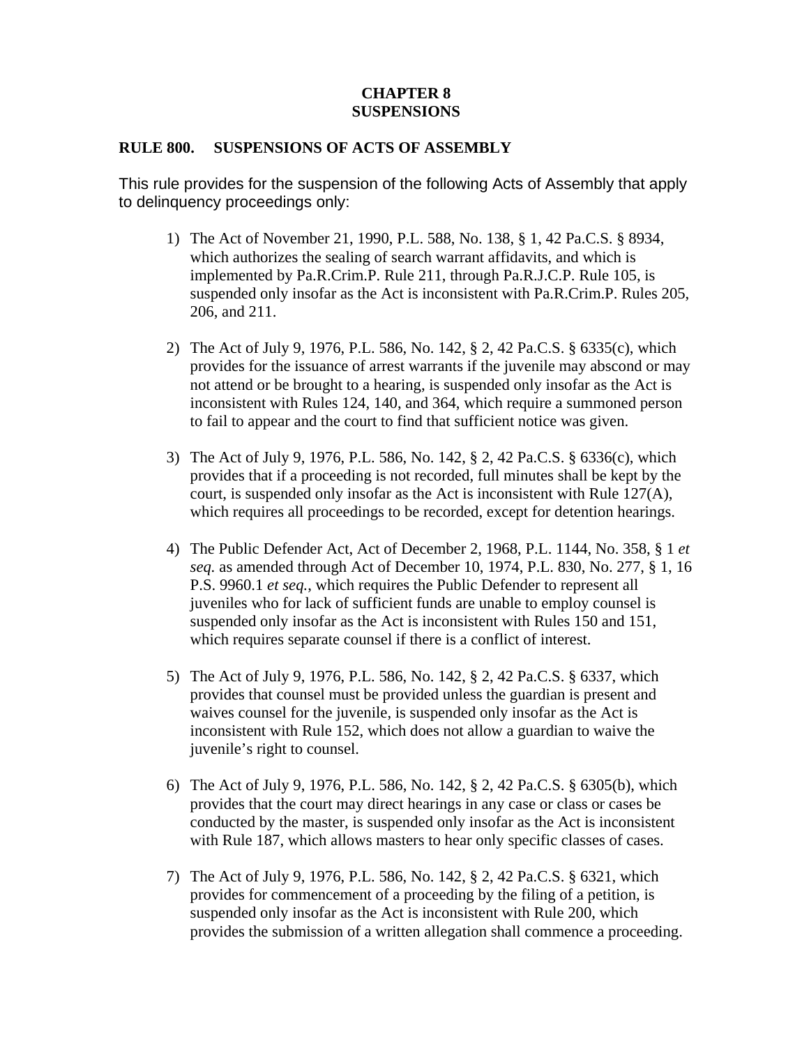# CHAPTER 8
# SUSPENSIONS

## RULE 800. SUSPENSIONS OF ACTS OF ASSEMBLY

This rule provides for the suspension of the following Acts of Assembly that apply to delinquency proceedings only:

1) The Act of November 21, 1990, P.L. 588, No. 138, § 1, 42 Pa.C.S. § 8934, which authorizes the sealing of search warrant affidavits, and which is implemented by Pa.R.Crim.P. Rule 211, through Pa.R.J.C.P. Rule 105, is suspended only insofar as the Act is inconsistent with Pa.R.Crim.P. Rules 205, 206, and 211.

2) The Act of July 9, 1976, P.L. 586, No. 142, § 2, 42 Pa.C.S. § 6335(c), which provides for the issuance of arrest warrants if the juvenile may abscond or may not attend or be brought to a hearing, is suspended only insofar as the Act is inconsistent with Rules 124, 140, and 364, which require a summoned person to fail to appear and the court to find that sufficient notice was given.

3) The Act of July 9, 1976, P.L. 586, No. 142, § 2, 42 Pa.C.S. § 6336(c), which provides that if a proceeding is not recorded, full minutes shall be kept by the court, is suspended only insofar as the Act is inconsistent with Rule 127(A), which requires all proceedings to be recorded, except for detention hearings.

4) The Public Defender Act, Act of December 2, 1968, P.L. 1144, No. 358, § 1 *et seq.* as amended through Act of December 10, 1974, P.L. 830, No. 277, § 1, 16 P.S. 9960.1 *et seq.*, which requires the Public Defender to represent all juveniles who for lack of sufficient funds are unable to employ counsel is suspended only insofar as the Act is inconsistent with Rules 150 and 151, which requires separate counsel if there is a conflict of interest.

5) The Act of July 9, 1976, P.L. 586, No. 142, § 2, 42 Pa.C.S. § 6337, which provides that counsel must be provided unless the guardian is present and waives counsel for the juvenile, is suspended only insofar as the Act is inconsistent with Rule 152, which does not allow a guardian to waive the juvenile's right to counsel.

6) The Act of July 9, 1976, P.L. 586, No. 142, § 2, 42 Pa.C.S. § 6305(b), which provides that the court may direct hearings in any case or class or cases be conducted by the master, is suspended only insofar as the Act is inconsistent with Rule 187, which allows masters to hear only specific classes of cases.

7) The Act of July 9, 1976, P.L. 586, No. 142, § 2, 42 Pa.C.S. § 6321, which provides for commencement of a proceeding by the filing of a petition, is suspended only insofar as the Act is inconsistent with Rule 200, which provides the submission of a written allegation shall commence a proceeding.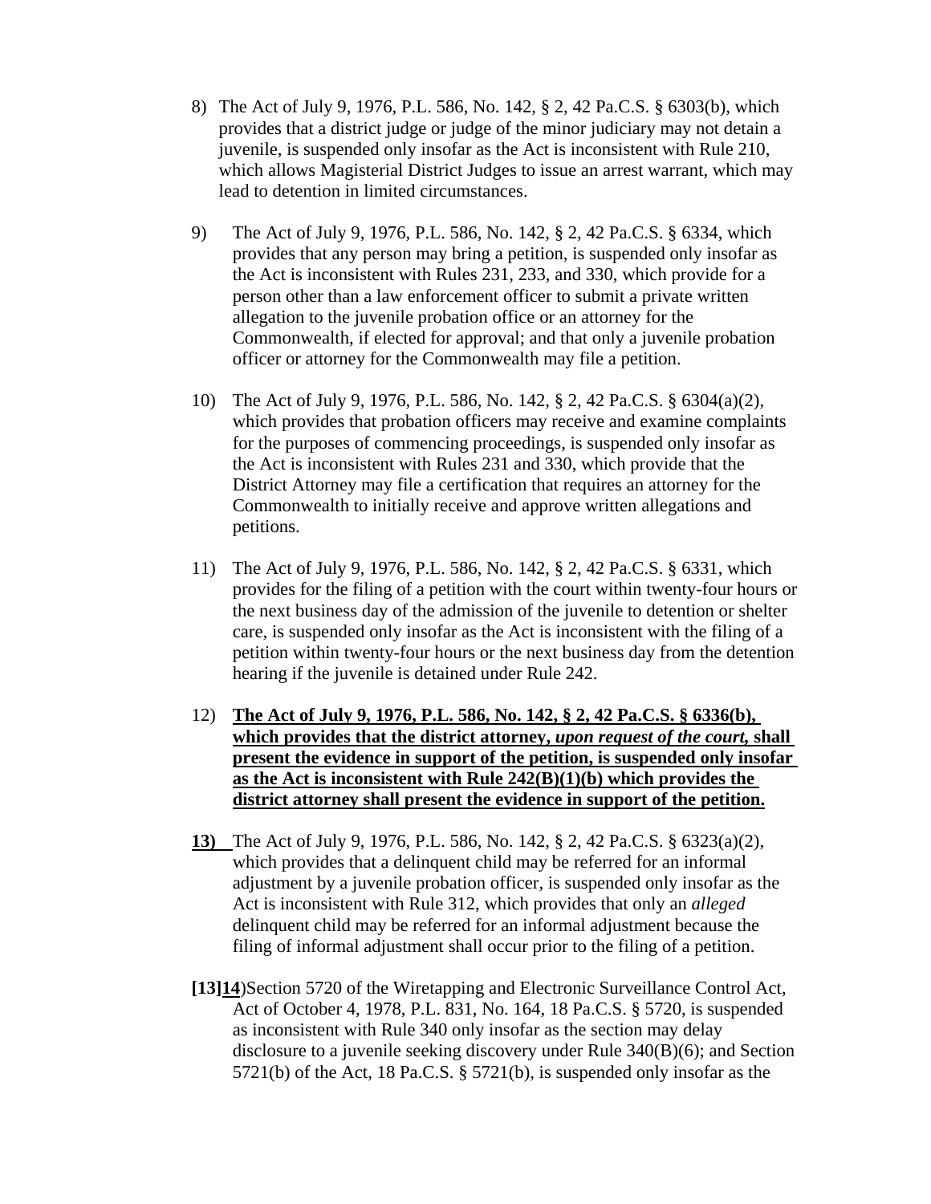8) The Act of July 9, 1976, P.L. 586, No. 142, § 2, 42 Pa.C.S. § 6303(b), which provides that a district judge or judge of the minor judiciary may not detain a juvenile, is suspended only insofar as the Act is inconsistent with Rule 210, which allows Magisterial District Judges to issue an arrest warrant, which may lead to detention in limited circumstances.

9) The Act of July 9, 1976, P.L. 586, No. 142, § 2, 42 Pa.C.S. § 6334, which provides that any person may bring a petition, is suspended only insofar as the Act is inconsistent with Rules 231, 233, and 330, which provide for a person other than a law enforcement officer to submit a private written allegation to the juvenile probation office or an attorney for the Commonwealth, if elected for approval; and that only a juvenile probation officer or attorney for the Commonwealth may file a petition.

10) The Act of July 9, 1976, P.L. 586, No. 142, § 2, 42 Pa.C.S. § 6304(a)(2), which provides that probation officers may receive and examine complaints for the purposes of commencing proceedings, is suspended only insofar as the Act is inconsistent with Rules 231 and 330, which provide that the District Attorney may file a certification that requires an attorney for the Commonwealth to initially receive and approve written allegations and petitions.

11) The Act of July 9, 1976, P.L. 586, No. 142, § 2, 42 Pa.C.S. § 6331, which provides for the filing of a petition with the court within twenty-four hours or the next business day of the admission of the juvenile to detention or shelter care, is suspended only insofar as the Act is inconsistent with the filing of a petition within twenty-four hours or the next business day from the detention hearing if the juvenile is detained under Rule 242.

12) <u>**The Act of July 9, 1976, P.L. 586, No. 142, § 2, 42 Pa.C.S. § 6336(b), which provides that the district attorney, *upon request of the court,* shall present the evidence in support of the petition, is suspended only insofar as the Act is inconsistent with Rule 242(B)(1)(b) which provides the district attorney shall present the evidence in support of the petition.**</u>

<u>**13)**</u> The Act of July 9, 1976, P.L. 586, No. 142, § 2, 42 Pa.C.S. § 6323(a)(2), which provides that a delinquent child may be referred for an informal adjustment by a juvenile probation officer, is suspended only insofar as the Act is inconsistent with Rule 312, which provides that only an *alleged* delinquent child may be referred for an informal adjustment because the filing of informal adjustment shall occur prior to the filing of a petition.

**[13]**<u>**14**</u>)Section 5720 of the Wiretapping and Electronic Surveillance Control Act, Act of October 4, 1978, P.L. 831, No. 164, 18 Pa.C.S. § 5720, is suspended as inconsistent with Rule 340 only insofar as the section may delay disclosure to a juvenile seeking discovery under Rule 340(B)(6); and Section 5721(b) of the Act, 18 Pa.C.S. § 5721(b), is suspended only insofar as the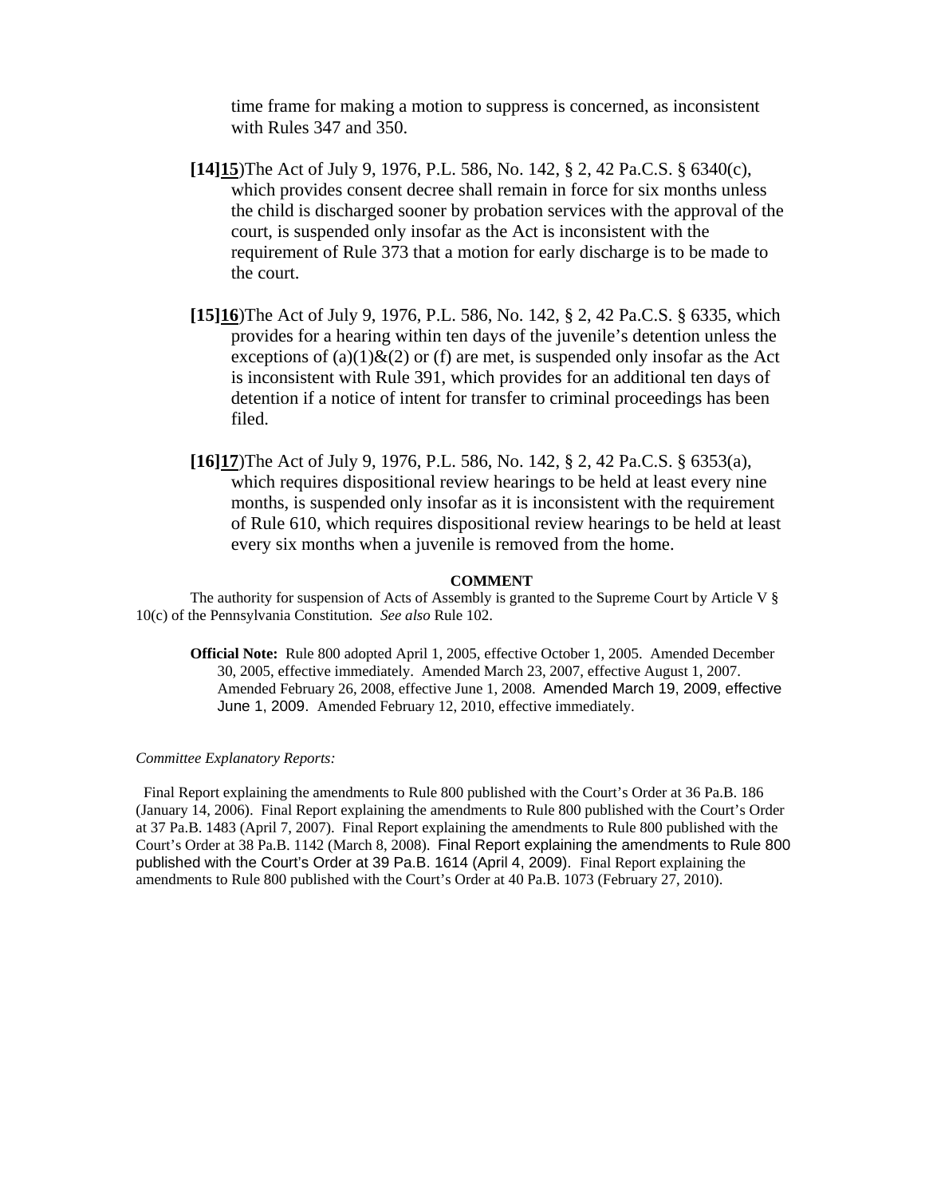time frame for making a motion to suppress is concerned, as inconsistent with Rules 347 and 350.

**[14]**<u>**15**</u>)The Act of July 9, 1976, P.L. 586, No. 142, § 2, 42 Pa.C.S. § 6340(c), which provides consent decree shall remain in force for six months unless the child is discharged sooner by probation services with the approval of the court, is suspended only insofar as the Act is inconsistent with the requirement of Rule 373 that a motion for early discharge is to be made to the court.

**[15]**<u>**16**</u>)The Act of July 9, 1976, P.L. 586, No. 142, § 2, 42 Pa.C.S. § 6335, which provides for a hearing within ten days of the juvenile's detention unless the exceptions of (a)(1)&(2) or (f) are met, is suspended only insofar as the Act is inconsistent with Rule 391, which provides for an additional ten days of detention if a notice of intent for transfer to criminal proceedings has been filed.

**[16]**<u>**17**</u>)The Act of July 9, 1976, P.L. 586, No. 142, § 2, 42 Pa.C.S. § 6353(a), which requires dispositional review hearings to be held at least every nine months, is suspended only insofar as it is inconsistent with the requirement of Rule 610, which requires dispositional review hearings to be held at least every six months when a juvenile is removed from the home.

**COMMENT**

The authority for suspension of Acts of Assembly is granted to the Supreme Court by Article V § 10(c) of the Pennsylvania Constitution. *See also* Rule 102.

**Official Note:** Rule 800 adopted April 1, 2005, effective October 1, 2005. Amended December 30, 2005, effective immediately. Amended March 23, 2007, effective August 1, 2007. Amended February 26, 2008, effective June 1, 2008. Amended March 19, 2009, effective June 1, 2009. Amended February 12, 2010, effective immediately.

*Committee Explanatory Reports:*

Final Report explaining the amendments to Rule 800 published with the Court's Order at 36 Pa.B. 186 (January 14, 2006). Final Report explaining the amendments to Rule 800 published with the Court's Order at 37 Pa.B. 1483 (April 7, 2007). Final Report explaining the amendments to Rule 800 published with the Court's Order at 38 Pa.B. 1142 (March 8, 2008). Final Report explaining the amendments to Rule 800 published with the Court's Order at 39 Pa.B. 1614 (April 4, 2009). Final Report explaining the amendments to Rule 800 published with the Court's Order at 40 Pa.B. 1073 (February 27, 2010).